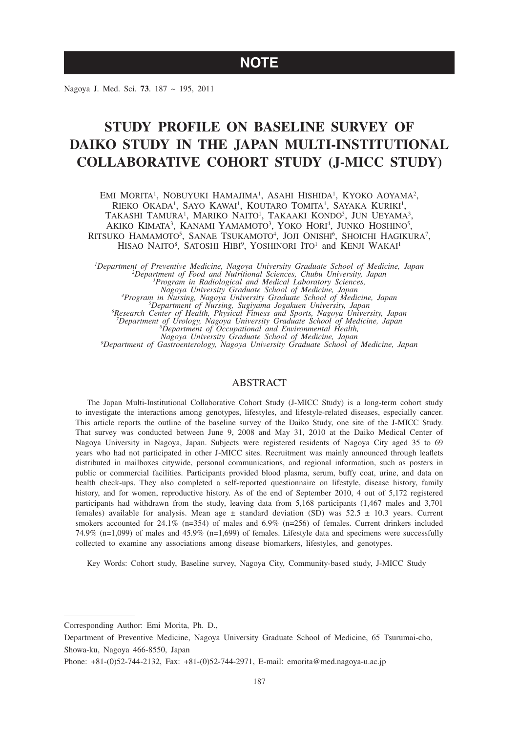# NOTE

# STUDY PROFILE ON BASELINE SURVEY OF DAIKO STUDY IN THE JAPAN MULTI-INSTITUTIONAL COLLABORATIVE COHORT STUDY (J-MICC STUDY)

Emi Morita[1], Nobuyuki Hamajima[1], Asahi Hishida[1], Kyoko Aoyama[2], Rieko Okada[1], Sayo Kawai[1], Koutaro Tomita[1], Sayaka Kuriki[1], Takashi Tamura[1], Mariko Naito[1], Takaaki Kondo[3], Jun Ueyama[3], Akiko Kimata[3], Kanami Yamamoto[3], Yoko Hori[4], Junko Hoshino[5], Ritsuko Hamamoto[5], Sanae Tsukamoto[4], Joji Onishi[6], Shoichi Hagikura[7], Hisao Naito[8], Satoshi Hibi[9], Yoshinori Ito[1] and Kenji Wakai[1]

*[1]Department of Preventive Medicine, Nagoya University Graduate School of Medicine, Japan*
*[2]Department of Food and Nutritional Sciences, Chubu University, Japan*
*[3]Program in Radiological and Medical Laboratory Sciences, Nagoya University Graduate School of Medicine, Japan*
*[4]Program in Nursing, Nagoya University Graduate School of Medicine, Japan*
*[5]Department of Nursing, Sugiyama Jogakuen University, Japan*
*[6]Research Center of Health, Physical Fitness and Sports, Nagoya University, Japan*
*[7]Department of Urology, Nagoya University Graduate School of Medicine, Japan*
*[8]Department of Occupational and Environmental Health, Nagoya University Graduate School of Medicine, Japan*
*[9]Department of Gastroenterology, Nagoya University Graduate School of Medicine, Japan*

## ABSTRACT

The Japan Multi-Institutional Collaborative Cohort Study (J-MICC Study) is a long-term cohort study to investigate the interactions among genotypes, lifestyles, and lifestyle-related diseases, especially cancer. This article reports the outline of the baseline survey of the Daiko Study, one site of the J-MICC Study. That survey was conducted between June 9, 2008 and May 31, 2010 at the Daiko Medical Center of Nagoya University in Nagoya, Japan. Subjects were registered residents of Nagoya City aged 35 to 69 years who had not participated in other J-MICC sites. Recruitment was mainly announced through leaflets distributed in mailboxes citywide, personal communications, and regional information, such as posters in public or commercial facilities. Participants provided blood plasma, serum, buffy coat, urine, and data on health check-ups. They also completed a self-reported questionnaire on lifestyle, disease history, family history, and for women, reproductive history. As of the end of September 2010, 4 out of 5,172 registered participants had withdrawn from the study, leaving data from 5,168 participants (1,467 males and 3,701 females) available for analysis. Mean age ± standard deviation (SD) was 52.5 ± 10.3 years. Current smokers accounted for 24.1% (n=354) of males and 6.9% (n=256) of females. Current drinkers included 74.9% (n=1,099) of males and 45.9% (n=1,699) of females. Lifestyle data and specimens were successfully collected to examine any associations among disease biomarkers, lifestyles, and genotypes.

Key Words: Cohort study, Baseline survey, Nagoya City, Community-based study, J-MICC Study

---

Corresponding Author: Emi Morita, Ph. D.,

Department of Preventive Medicine, Nagoya University Graduate School of Medicine, 65 Tsurumai-cho, Showa-ku, Nagoya 466-8550, Japan

Phone: +81-(0)52-744-2132, Fax: +81-(0)52-744-2971, E-mail: emorita@med.nagoya-u.ac.jp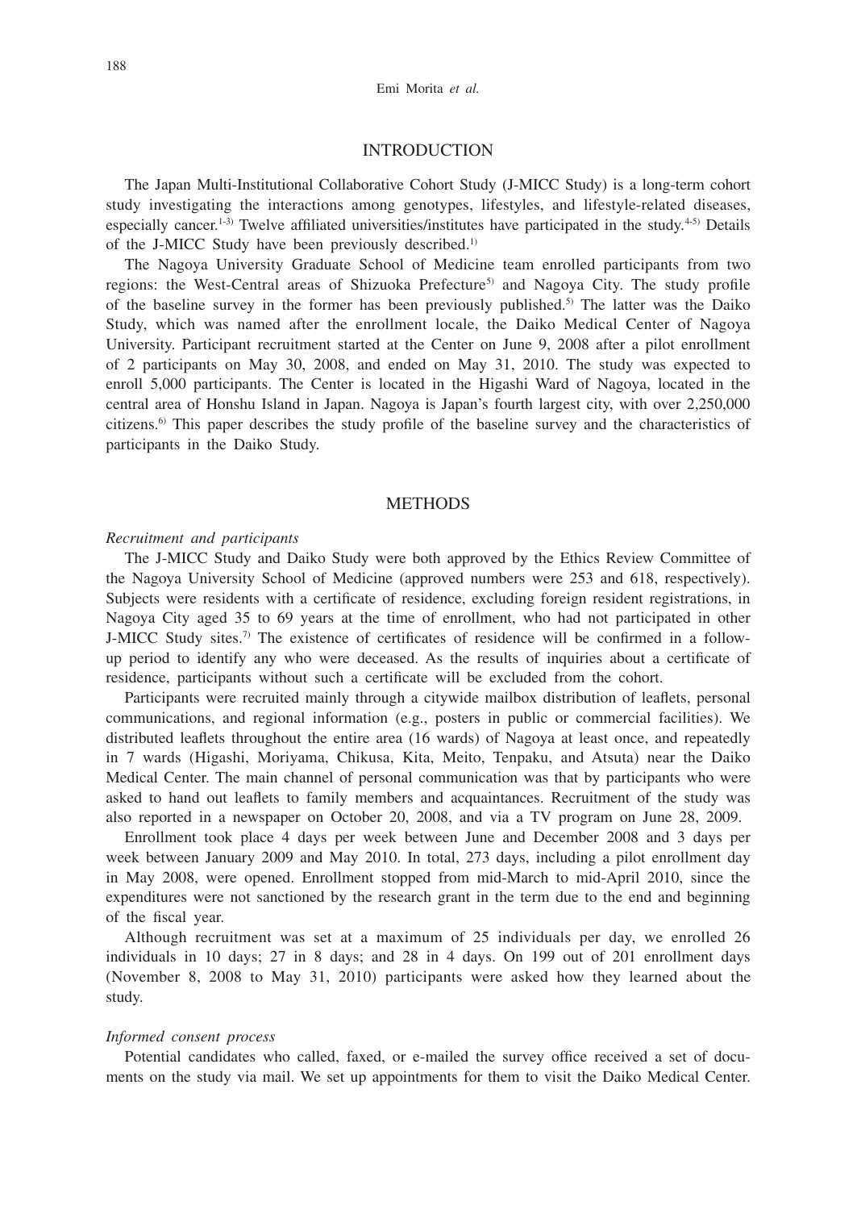## INTRODUCTION

The Japan Multi-Institutional Collaborative Cohort Study (J-MICC Study) is a long-term cohort study investigating the interactions among genotypes, lifestyles, and lifestyle-related diseases, especially cancer.[1-3] Twelve affiliated universities/institutes have participated in the study.[4-5] Details of the J-MICC Study have been previously described.[1]

The Nagoya University Graduate School of Medicine team enrolled participants from two regions: the West-Central areas of Shizuoka Prefecture[5] and Nagoya City. The study profile of the baseline survey in the former has been previously published.[5] The latter was the Daiko Study, which was named after the enrollment locale, the Daiko Medical Center of Nagoya University. Participant recruitment started at the Center on June 9, 2008 after a pilot enrollment of 2 participants on May 30, 2008, and ended on May 31, 2010. The study was expected to enroll 5,000 participants. The Center is located in the Higashi Ward of Nagoya, located in the central area of Honshu Island in Japan. Nagoya is Japan's fourth largest city, with over 2,250,000 citizens.[6] This paper describes the study profile of the baseline survey and the characteristics of participants in the Daiko Study.

## METHODS

*Recruitment and participants*

The J-MICC Study and Daiko Study were both approved by the Ethics Review Committee of the Nagoya University School of Medicine (approved numbers were 253 and 618, respectively). Subjects were residents with a certificate of residence, excluding foreign resident registrations, in Nagoya City aged 35 to 69 years at the time of enrollment, who had not participated in other J-MICC Study sites.[7] The existence of certificates of residence will be confirmed in a follow-up period to identify any who were deceased. As the results of inquiries about a certificate of residence, participants without such a certificate will be excluded from the cohort.

Participants were recruited mainly through a citywide mailbox distribution of leaflets, personal communications, and regional information (e.g., posters in public or commercial facilities). We distributed leaflets throughout the entire area (16 wards) of Nagoya at least once, and repeatedly in 7 wards (Higashi, Moriyama, Chikusa, Kita, Meito, Tenpaku, and Atsuta) near the Daiko Medical Center. The main channel of personal communication was that by participants who were asked to hand out leaflets to family members and acquaintances. Recruitment of the study was also reported in a newspaper on October 20, 2008, and via a TV program on June 28, 2009.

Enrollment took place 4 days per week between June and December 2008 and 3 days per week between January 2009 and May 2010. In total, 273 days, including a pilot enrollment day in May 2008, were opened. Enrollment stopped from mid-March to mid-April 2010, since the expenditures were not sanctioned by the research grant in the term due to the end and beginning of the fiscal year.

Although recruitment was set at a maximum of 25 individuals per day, we enrolled 26 individuals in 10 days; 27 in 8 days; and 28 in 4 days. On 199 out of 201 enrollment days (November 8, 2008 to May 31, 2010) participants were asked how they learned about the study.

*Informed consent process*

Potential candidates who called, faxed, or e-mailed the survey office received a set of documents on the study via mail. We set up appointments for them to visit the Daiko Medical Center.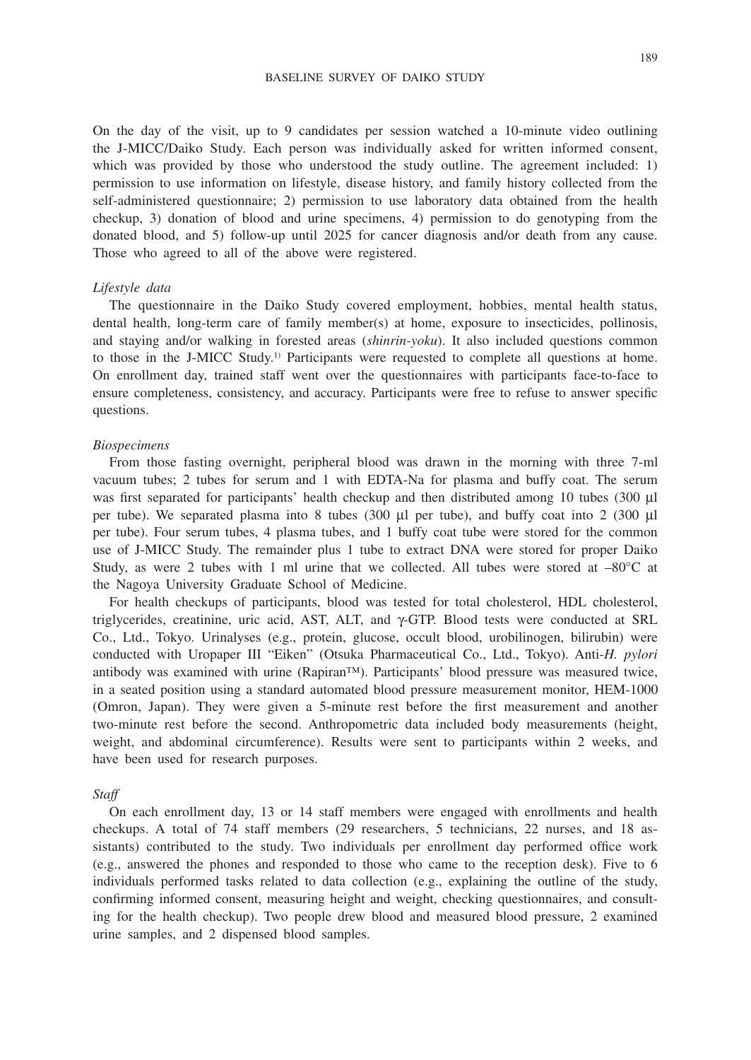On the day of the visit, up to 9 candidates per session watched a 10-minute video outlining the J-MICC/Daiko Study. Each person was individually asked for written informed consent, which was provided by those who understood the study outline. The agreement included: 1) permission to use information on lifestyle, disease history, and family history collected from the self-administered questionnaire; 2) permission to use laboratory data obtained from the health checkup, 3) donation of blood and urine specimens, 4) permission to do genotyping from the donated blood, and 5) follow-up until 2025 for cancer diagnosis and/or death from any cause. Those who agreed to all of the above were registered.

*Lifestyle data*

The questionnaire in the Daiko Study covered employment, hobbies, mental health status, dental health, long-term care of family member(s) at home, exposure to insecticides, pollinosis, and staying and/or walking in forested areas (*shinrin-yoku*). It also included questions common to those in the J-MICC Study.[1] Participants were requested to complete all questions at home. On enrollment day, trained staff went over the questionnaires with participants face-to-face to ensure completeness, consistency, and accuracy. Participants were free to refuse to answer specific questions.

*Biospecimens*

From those fasting overnight, peripheral blood was drawn in the morning with three 7-ml vacuum tubes; 2 tubes for serum and 1 with EDTA-Na for plasma and buffy coat. The serum was first separated for participants' health checkup and then distributed among 10 tubes (300 μl per tube). We separated plasma into 8 tubes (300 μl per tube), and buffy coat into 2 (300 μl per tube). Four serum tubes, 4 plasma tubes, and 1 buffy coat tube were stored for the common use of J-MICC Study. The remainder plus 1 tube to extract DNA were stored for proper Daiko Study, as were 2 tubes with 1 ml urine that we collected. All tubes were stored at –80°C at the Nagoya University Graduate School of Medicine.

For health checkups of participants, blood was tested for total cholesterol, HDL cholesterol, triglycerides, creatinine, uric acid, AST, ALT, and γ-GTP. Blood tests were conducted at SRL Co., Ltd., Tokyo. Urinalyses (e.g., protein, glucose, occult blood, urobilinogen, bilirubin) were conducted with Uropaper III "Eiken" (Otsuka Pharmaceutical Co., Ltd., Tokyo). Anti-*H. pylori* antibody was examined with urine (Rapiran™). Participants' blood pressure was measured twice, in a seated position using a standard automated blood pressure measurement monitor, HEM-1000 (Omron, Japan). They were given a 5-minute rest before the first measurement and another two-minute rest before the second. Anthropometric data included body measurements (height, weight, and abdominal circumference). Results were sent to participants within 2 weeks, and have been used for research purposes.

*Staff*

On each enrollment day, 13 or 14 staff members were engaged with enrollments and health checkups. A total of 74 staff members (29 researchers, 5 technicians, 22 nurses, and 18 assistants) contributed to the study. Two individuals per enrollment day performed office work (e.g., answered the phones and responded to those who came to the reception desk). Five to 6 individuals performed tasks related to data collection (e.g., explaining the outline of the study, confirming informed consent, measuring height and weight, checking questionnaires, and consulting for the health checkup). Two people drew blood and measured blood pressure, 2 examined urine samples, and 2 dispensed blood samples.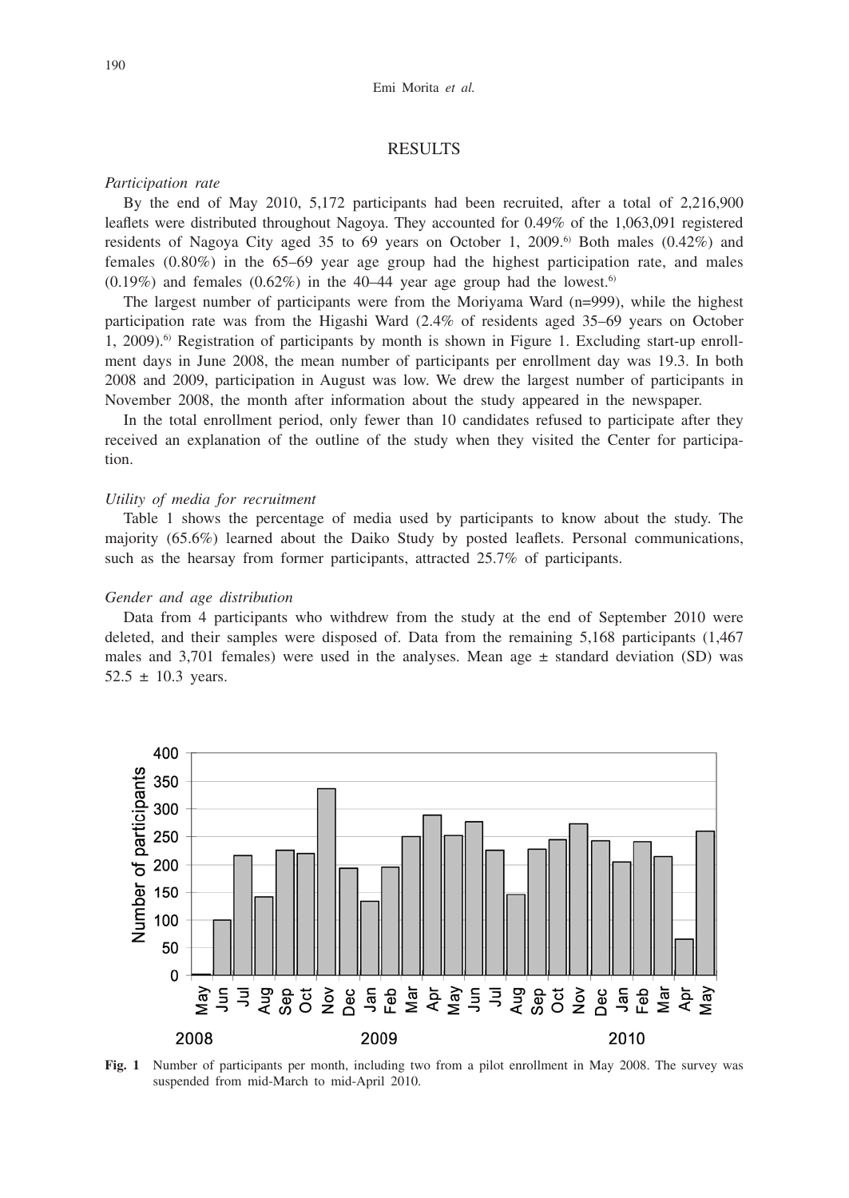## RESULTS

### *Participation rate*

By the end of May 2010, 5,172 participants had been recruited, after a total of 2,216,900 leaflets were distributed throughout Nagoya. They accounted for 0.49% of the 1,063,091 registered residents of Nagoya City aged 35 to 69 years on October 1, 2009.[6] Both males (0.42%) and females (0.80%) in the 65–69 year age group had the highest participation rate, and males (0.19%) and females (0.62%) in the 40–44 year age group had the lowest.[6]

The largest number of participants were from the Moriyama Ward (n=999), while the highest participation rate was from the Higashi Ward (2.4% of residents aged 35–69 years on October 1, 2009).[6] Registration of participants by month is shown in Figure 1. Excluding start-up enrollment days in June 2008, the mean number of participants per enrollment day was 19.3. In both 2008 and 2009, participation in August was low. We drew the largest number of participants in November 2008, the month after information about the study appeared in the newspaper.

In the total enrollment period, only fewer than 10 candidates refused to participate after they received an explanation of the outline of the study when they visited the Center for participation.

### *Utility of media for recruitment*

Table 1 shows the percentage of media used by participants to know about the study. The majority (65.6%) learned about the Daiko Study by posted leaflets. Personal communications, such as the hearsay from former participants, attracted 25.7% of participants.

### *Gender and age distribution*

Data from 4 participants who withdrew from the study at the end of September 2010 were deleted, and their samples were disposed of. Data from the remaining 5,168 participants (1,467 males and 3,701 females) were used in the analyses. Mean age ± standard deviation (SD) was 52.5 ± 10.3 years.

Number of participants

400
350
300
250
200
150
100
50
0

May Jun Jul Aug Sep Oct Nov Dec Jan Feb Mar Apr May Jun Jul Aug Sep Oct Nov Dec Jan Feb Mar Apr May

2008 2009 2010

**Fig. 1** Number of participants per month, including two from a pilot enrollment in May 2008. The survey was suspended from mid-March to mid-April 2010.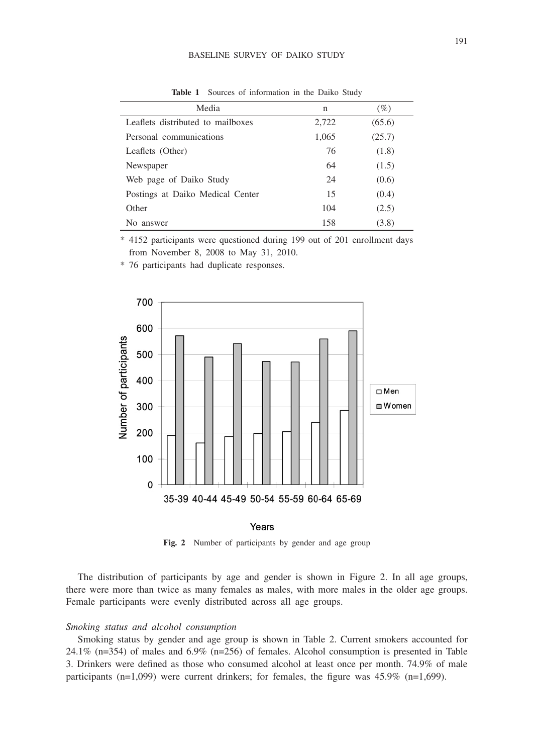**Table 1** Sources of information in the Daiko Study

| Media | n | (%) |
|---|---|---|
| Leaflets distributed to mailboxes | 2,722 | (65.6) |
| Personal communications | 1,065 | (25.7) |
| Leaflets (Other) | 76 | (1.8) |
| Newspaper | 64 | (1.5) |
| Web page of Daiko Study | 24 | (0.6) |
| Postings at Daiko Medical Center | 15 | (0.4) |
| Other | 104 | (2.5) |
| No answer | 158 | (3.8) |

* 4152 participants were questioned during 199 out of 201 enrollment days from November 8, 2008 to May 31, 2010.
* 76 participants had duplicate responses.

Number of participants

700
600
500
400
300
200
100
0

35-39 40-44 45-49 50-54 55-59 60-64 65-69

Years

Men
Women

**Fig. 2** Number of participants by gender and age group

The distribution of participants by age and gender is shown in Figure 2. In all age groups, there were more than twice as many females as males, with more males in the older age groups. Female participants were evenly distributed across all age groups.

*Smoking status and alcohol consumption*

Smoking status by gender and age group is shown in Table 2. Current smokers accounted for 24.1% (n=354) of males and 6.9% (n=256) of females. Alcohol consumption is presented in Table 3. Drinkers were defined as those who consumed alcohol at least once per month. 74.9% of male participants (n=1,099) were current drinkers; for females, the figure was 45.9% (n=1,699).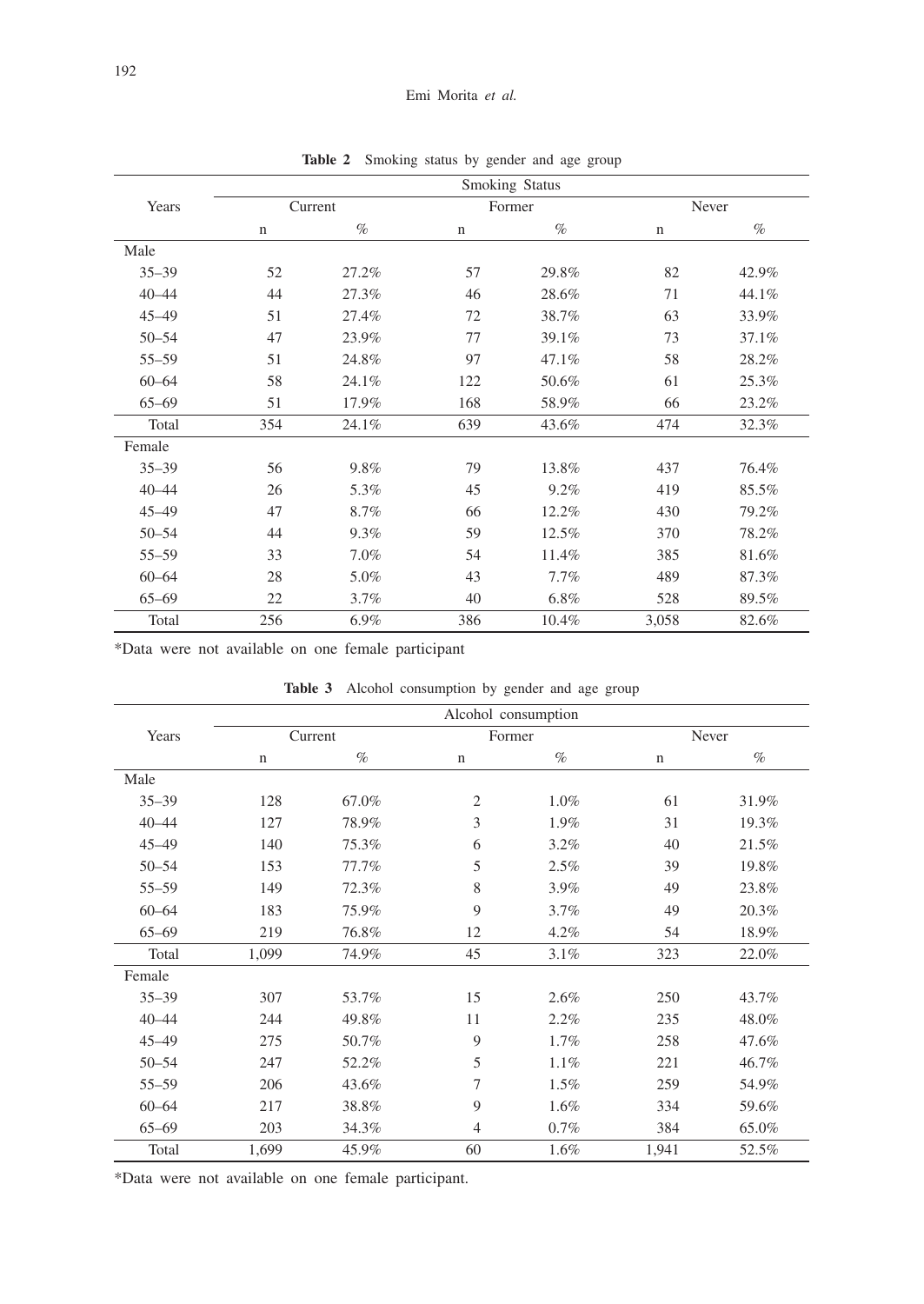**Table 2** Smoking status by gender and age group

| Years | Smoking Status | | | | | |
|---|---|---|---|---|---|---|
| | Current | | Former | | Never | |
| | n | % | n | % | n | % |
| Male | | | | | | |
| 35–39 | 52 | 27.2% | 57 | 29.8% | 82 | 42.9% |
| 40–44 | 44 | 27.3% | 46 | 28.6% | 71 | 44.1% |
| 45–49 | 51 | 27.4% | 72 | 38.7% | 63 | 33.9% |
| 50–54 | 47 | 23.9% | 77 | 39.1% | 73 | 37.1% |
| 55–59 | 51 | 24.8% | 97 | 47.1% | 58 | 28.2% |
| 60–64 | 58 | 24.1% | 122 | 50.6% | 61 | 25.3% |
| 65–69 | 51 | 17.9% | 168 | 58.9% | 66 | 23.2% |
| Total | 354 | 24.1% | 639 | 43.6% | 474 | 32.3% |
| Female | | | | | | |
| 35–39 | 56 | 9.8% | 79 | 13.8% | 437 | 76.4% |
| 40–44 | 26 | 5.3% | 45 | 9.2% | 419 | 85.5% |
| 45–49 | 47 | 8.7% | 66 | 12.2% | 430 | 79.2% |
| 50–54 | 44 | 9.3% | 59 | 12.5% | 370 | 78.2% |
| 55–59 | 33 | 7.0% | 54 | 11.4% | 385 | 81.6% |
| 60–64 | 28 | 5.0% | 43 | 7.7% | 489 | 87.3% |
| 65–69 | 22 | 3.7% | 40 | 6.8% | 528 | 89.5% |
| Total | 256 | 6.9% | 386 | 10.4% | 3,058 | 82.6% |

*Data were not available on one female participant

**Table 3** Alcohol consumption by gender and age group

| Years | Alcohol consumption | | | | | |
|---|---|---|---|---|---|---|
| | Current | | Former | | Never | |
| | n | % | n | % | n | % |
| Male | | | | | | |
| 35–39 | 128 | 67.0% | 2 | 1.0% | 61 | 31.9% |
| 40–44 | 127 | 78.9% | 3 | 1.9% | 31 | 19.3% |
| 45–49 | 140 | 75.3% | 6 | 3.2% | 40 | 21.5% |
| 50–54 | 153 | 77.7% | 5 | 2.5% | 39 | 19.8% |
| 55–59 | 149 | 72.3% | 8 | 3.9% | 49 | 23.8% |
| 60–64 | 183 | 75.9% | 9 | 3.7% | 49 | 20.3% |
| 65–69 | 219 | 76.8% | 12 | 4.2% | 54 | 18.9% |
| Total | 1,099 | 74.9% | 45 | 3.1% | 323 | 22.0% |
| Female | | | | | | |
| 35–39 | 307 | 53.7% | 15 | 2.6% | 250 | 43.7% |
| 40–44 | 244 | 49.8% | 11 | 2.2% | 235 | 48.0% |
| 45–49 | 275 | 50.7% | 9 | 1.7% | 258 | 47.6% |
| 50–54 | 247 | 52.2% | 5 | 1.1% | 221 | 46.7% |
| 55–59 | 206 | 43.6% | 7 | 1.5% | 259 | 54.9% |
| 60–64 | 217 | 38.8% | 9 | 1.6% | 334 | 59.6% |
| 65–69 | 203 | 34.3% | 4 | 0.7% | 384 | 65.0% |
| Total | 1,699 | 45.9% | 60 | 1.6% | 1,941 | 52.5% |

*Data were not available on one female participant.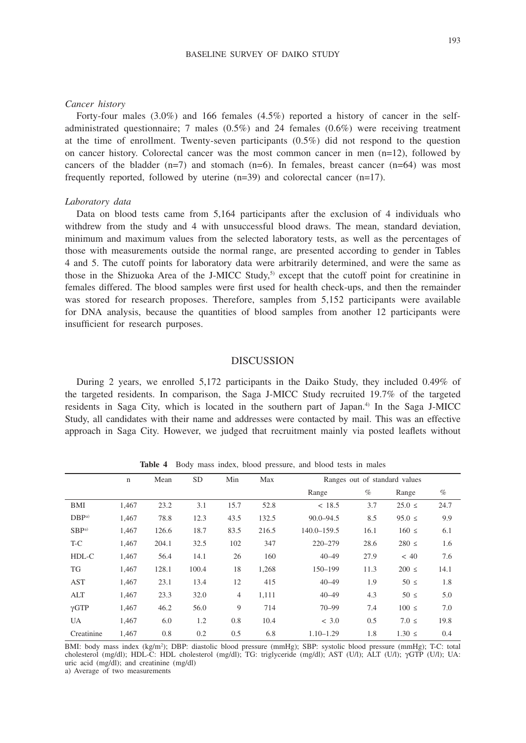*Cancer history*

Forty-four males (3.0%) and 166 females (4.5%) reported a history of cancer in the self-administrated questionnaire; 7 males (0.5%) and 24 females (0.6%) were receiving treatment at the time of enrollment. Twenty-seven participants (0.5%) did not respond to the question on cancer history. Colorectal cancer was the most common cancer in men (n=12), followed by cancers of the bladder (n=7) and stomach (n=6). In females, breast cancer (n=64) was most frequently reported, followed by uterine (n=39) and colorectal cancer (n=17).

*Laboratory data*

Data on blood tests came from 5,164 participants after the exclusion of 4 individuals who withdrew from the study and 4 with unsuccessful blood draws. The mean, standard deviation, minimum and maximum values from the selected laboratory tests, as well as the percentages of those with measurements outside the normal range, are presented according to gender in Tables 4 and 5. The cutoff points for laboratory data were arbitrarily determined, and were the same as those in the Shizuoka Area of the J-MICC Study,[5] except that the cutoff point for creatinine in females differed. The blood samples were first used for health check-ups, and then the remainder was stored for research proposes. Therefore, samples from 5,152 participants were available for DNA analysis, because the quantities of blood samples from another 12 participants were insufficient for research purposes.

## DISCUSSION

During 2 years, we enrolled 5,172 participants in the Daiko Study, they included 0.49% of the targeted residents. In comparison, the Saga J-MICC Study recruited 19.7% of the targeted residents in Saga City, which is located in the southern part of Japan.[4] In the Saga J-MICC Study, all candidates with their name and addresses were contacted by mail. This was an effective approach in Saga City. However, we judged that recruitment mainly via posted leaflets without

**Table 4** Body mass index, blood pressure, and blood tests in males

| | n | Mean | SD | Min | Max | Ranges out of standard values | | | |
|---|---|---|---|---|---|---|---|---|---|
| | | | | | | Range | % | Range | % |
| BMI | 1,467 | 23.2 | 3.1 | 15.7 | 52.8 | < 18.5 | 3.7 | 25.0 ≤ | 24.7 |
| DBP[a)] | 1,467 | 78.8 | 12.3 | 43.5 | 132.5 | 90.0–94.5 | 8.5 | 95.0 ≤ | 9.9 |
| SBP[a)] | 1,467 | 126.6 | 18.7 | 83.5 | 216.5 | 140.0–159.5 | 16.1 | 160 ≤ | 6.1 |
| T-C | 1,467 | 204.1 | 32.5 | 102 | 347 | 220–279 | 28.6 | 280 ≤ | 1.6 |
| HDL-C | 1,467 | 56.4 | 14.1 | 26 | 160 | 40–49 | 27.9 | < 40 | 7.6 |
| TG | 1,467 | 128.1 | 100.4 | 18 | 1,268 | 150–199 | 11.3 | 200 ≤ | 14.1 |
| AST | 1,467 | 23.1 | 13.4 | 12 | 415 | 40–49 | 1.9 | 50 ≤ | 1.8 |
| ALT | 1,467 | 23.3 | 32.0 | 4 | 1,111 | 40–49 | 4.3 | 50 ≤ | 5.0 |
| γGTP | 1,467 | 46.2 | 56.0 | 9 | 714 | 70–99 | 7.4 | 100 ≤ | 7.0 |
| UA | 1,467 | 6.0 | 1.2 | 0.8 | 10.4 | < 3.0 | 0.5 | 7.0 ≤ | 19.8 |
| Creatinine | 1,467 | 0.8 | 0.2 | 0.5 | 6.8 | 1.10–1.29 | 1.8 | 1.30 ≤ | 0.4 |

BMI: body mass index (kg/m$^2$); DBP: diastolic blood pressure (mmHg); SBP: systolic blood pressure (mmHg); T-C: total cholesterol (mg/dl); HDL-C: HDL cholesterol (mg/dl); TG: triglyceride (mg/dl); AST (U/l); ALT (U/l); γGTP (U/l); UA: uric acid (mg/dl); and creatinine (mg/dl)

a) Average of two measurements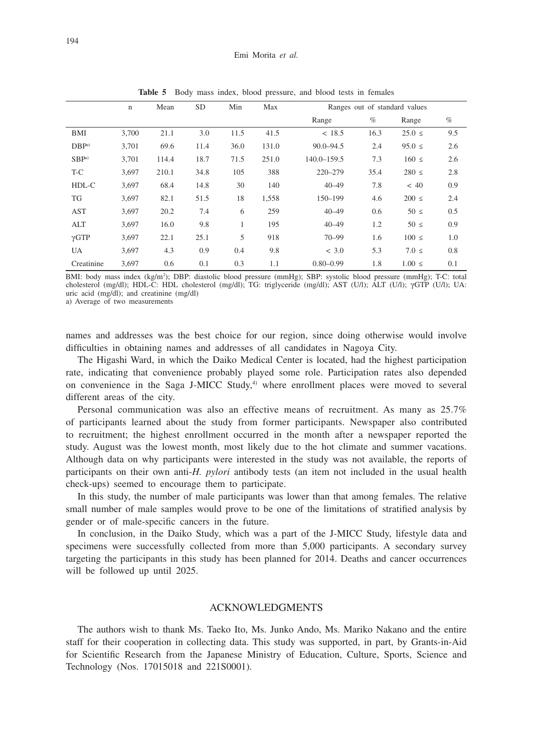**Table 5** Body mass index, blood pressure, and blood tests in females

| | n | Mean | SD | Min | Max | Ranges out of standard values | | | |
|---|---|---|---|---|---|---|---|---|---|
| | | | | | | Range | % | Range | % |
| BMI | 3,700 | 21.1 | 3.0 | 11.5 | 41.5 | < 18.5 | 16.3 | 25.0 ≤ | 9.5 |
| DBP[a)] | 3,701 | 69.6 | 11.4 | 36.0 | 131.0 | 90.0–94.5 | 2.4 | 95.0 ≤ | 2.6 |
| SBP[a)] | 3,701 | 114.4 | 18.7 | 71.5 | 251.0 | 140.0–159.5 | 7.3 | 160 ≤ | 2.6 |
| T-C | 3,697 | 210.1 | 34.8 | 105 | 388 | 220–279 | 35.4 | 280 ≤ | 2.8 |
| HDL-C | 3,697 | 68.4 | 14.8 | 30 | 140 | 40–49 | 7.8 | < 40 | 0.9 |
| TG | 3,697 | 82.1 | 51.5 | 18 | 1,558 | 150–199 | 4.6 | 200 ≤ | 2.4 |
| AST | 3,697 | 20.2 | 7.4 | 6 | 259 | 40–49 | 0.6 | 50 ≤ | 0.5 |
| ALT | 3,697 | 16.0 | 9.8 | 1 | 195 | 40–49 | 1.2 | 50 ≤ | 0.9 |
| γGTP | 3,697 | 22.1 | 25.1 | 5 | 918 | 70–99 | 1.6 | 100 ≤ | 1.0 |
| UA | 3,697 | 4.3 | 0.9 | 0.4 | 9.8 | < 3.0 | 5.3 | 7.0 ≤ | 0.8 |
| Creatinine | 3,697 | 0.6 | 0.1 | 0.3 | 1.1 | 0.80–0.99 | 1.8 | 1.00 ≤ | 0.1 |

BMI: body mass index (kg/m$^2$); DBP: diastolic blood pressure (mmHg); SBP: systolic blood pressure (mmHg); T-C: total cholesterol (mg/dl); HDL-C: HDL cholesterol (mg/dl); TG: triglyceride (mg/dl); AST (U/l); ALT (U/l); γGTP (U/l); UA: uric acid (mg/dl); and creatinine (mg/dl)
a) Average of two measurements

names and addresses was the best choice for our region, since doing otherwise would involve difficulties in obtaining names and addresses of all candidates in Nagoya City.

The Higashi Ward, in which the Daiko Medical Center is located, had the highest participation rate, indicating that convenience probably played some role. Participation rates also depended on convenience in the Saga J-MICC Study,[4] where enrollment places were moved to several different areas of the city.

Personal communication was also an effective means of recruitment. As many as 25.7% of participants learned about the study from former participants. Newspaper also contributed to recruitment; the highest enrollment occurred in the month after a newspaper reported the study. August was the lowest month, most likely due to the hot climate and summer vacations. Although data on why participants were interested in the study was not available, the reports of participants on their own anti-*H. pylori* antibody tests (an item not included in the usual health check-ups) seemed to encourage them to participate.

In this study, the number of male participants was lower than that among females. The relative small number of male samples would prove to be one of the limitations of stratified analysis by gender or of male-specific cancers in the future.

In conclusion, in the Daiko Study, which was a part of the J-MICC Study, lifestyle data and specimens were successfully collected from more than 5,000 participants. A secondary survey targeting the participants in this study has been planned for 2014. Deaths and cancer occurrences will be followed up until 2025.

## ACKNOWLEDGMENTS

The authors wish to thank Ms. Taeko Ito, Ms. Junko Ando, Ms. Mariko Nakano and the entire staff for their cooperation in collecting data. This study was supported, in part, by Grants-in-Aid for Scientific Research from the Japanese Ministry of Education, Culture, Sports, Science and Technology (Nos. 17015018 and 221S0001).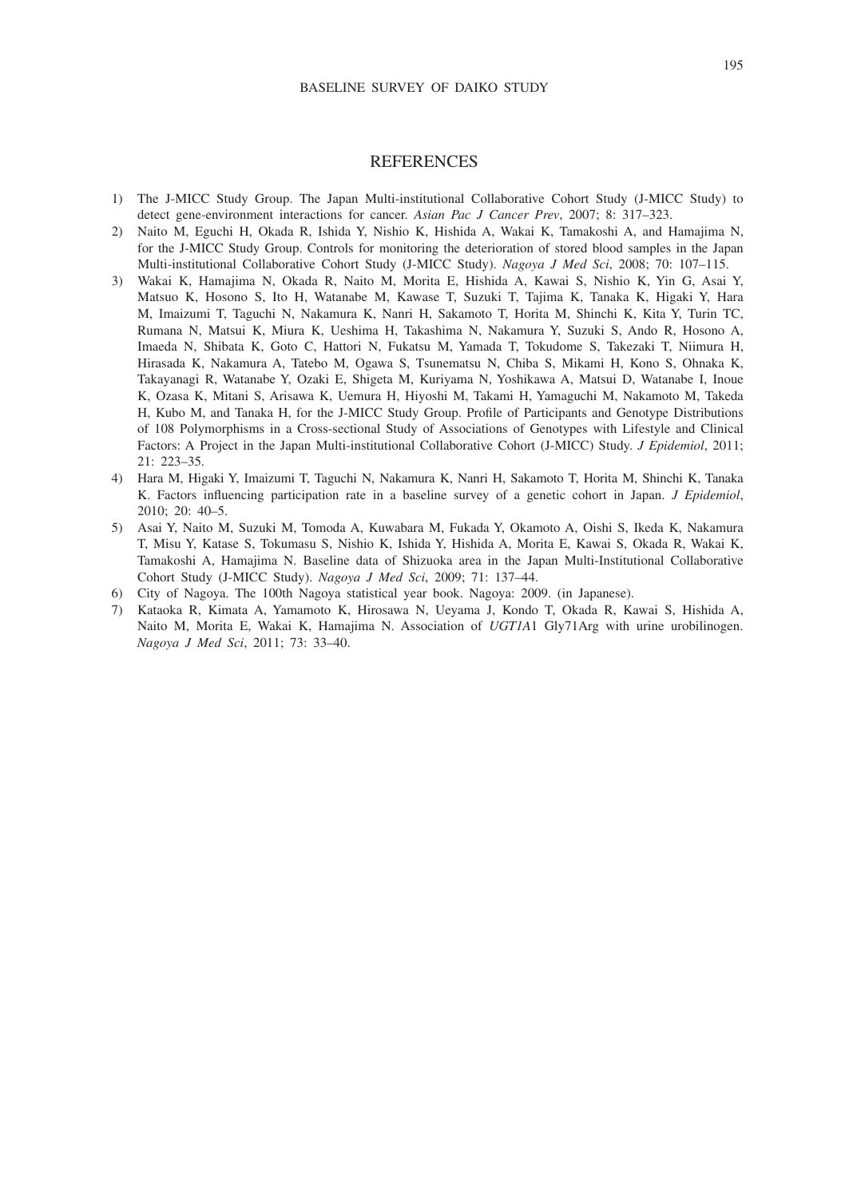## REFERENCES

1) The J-MICC Study Group. The Japan Multi-institutional Collaborative Cohort Study (J-MICC Study) to detect gene-environment interactions for cancer. *Asian Pac J Cancer Prev*, 2007; 8: 317–323.
2) Naito M, Eguchi H, Okada R, Ishida Y, Nishio K, Hishida A, Wakai K, Tamakoshi A, and Hamajima N, for the J-MICC Study Group. Controls for monitoring the deterioration of stored blood samples in the Japan Multi-institutional Collaborative Cohort Study (J-MICC Study). *Nagoya J Med Sci*, 2008; 70: 107–115.
3) Wakai K, Hamajima N, Okada R, Naito M, Morita E, Hishida A, Kawai S, Nishio K, Yin G, Asai Y, Matsuo K, Hosono S, Ito H, Watanabe M, Kawase T, Suzuki T, Tajima K, Tanaka K, Higaki Y, Hara M, Imaizumi T, Taguchi N, Nakamura K, Nanri H, Sakamoto T, Horita M, Shinchi K, Kita Y, Turin TC, Rumana N, Matsui K, Miura K, Ueshima H, Takashima N, Nakamura Y, Suzuki S, Ando R, Hosono A, Imaeda N, Shibata K, Goto C, Hattori N, Fukatsu M, Yamada T, Tokudome S, Takezaki T, Niimura H, Hirasada K, Nakamura A, Tatebo M, Ogawa S, Tsunematsu N, Chiba S, Mikami H, Kono S, Ohnaka K, Takayanagi R, Watanabe Y, Ozaki E, Shigeta M, Kuriyama N, Yoshikawa A, Matsui D, Watanabe I, Inoue K, Ozasa K, Mitani S, Arisawa K, Uemura H, Hiyoshi M, Takami H, Yamaguchi M, Nakamoto M, Takeda H, Kubo M, and Tanaka H, for the J-MICC Study Group. Profile of Participants and Genotype Distributions of 108 Polymorphisms in a Cross-sectional Study of Associations of Genotypes with Lifestyle and Clinical Factors: A Project in the Japan Multi-institutional Collaborative Cohort (J-MICC) Study. *J Epidemiol*, 2011; 21: 223–35.
4) Hara M, Higaki Y, Imaizumi T, Taguchi N, Nakamura K, Nanri H, Sakamoto T, Horita M, Shinchi K, Tanaka K. Factors influencing participation rate in a baseline survey of a genetic cohort in Japan. *J Epidemiol*, 2010; 20: 40–5.
5) Asai Y, Naito M, Suzuki M, Tomoda A, Kuwabara M, Fukada Y, Okamoto A, Oishi S, Ikeda K, Nakamura T, Misu Y, Katase S, Tokumasu S, Nishio K, Ishida Y, Hishida A, Morita E, Kawai S, Okada R, Wakai K, Tamakoshi A, Hamajima N. Baseline data of Shizuoka area in the Japan Multi-Institutional Collaborative Cohort Study (J-MICC Study). *Nagoya J Med Sci*, 2009; 71: 137–44.
6) City of Nagoya. The 100th Nagoya statistical year book. Nagoya: 2009. (in Japanese).
7) Kataoka R, Kimata A, Yamamoto K, Hirosawa N, Ueyama J, Kondo T, Okada R, Kawai S, Hishida A, Naito M, Morita E, Wakai K, Hamajima N. Association of *UGT1A1* Gly71Arg with urine urobilinogen. *Nagoya J Med Sci*, 2011; 73: 33–40.